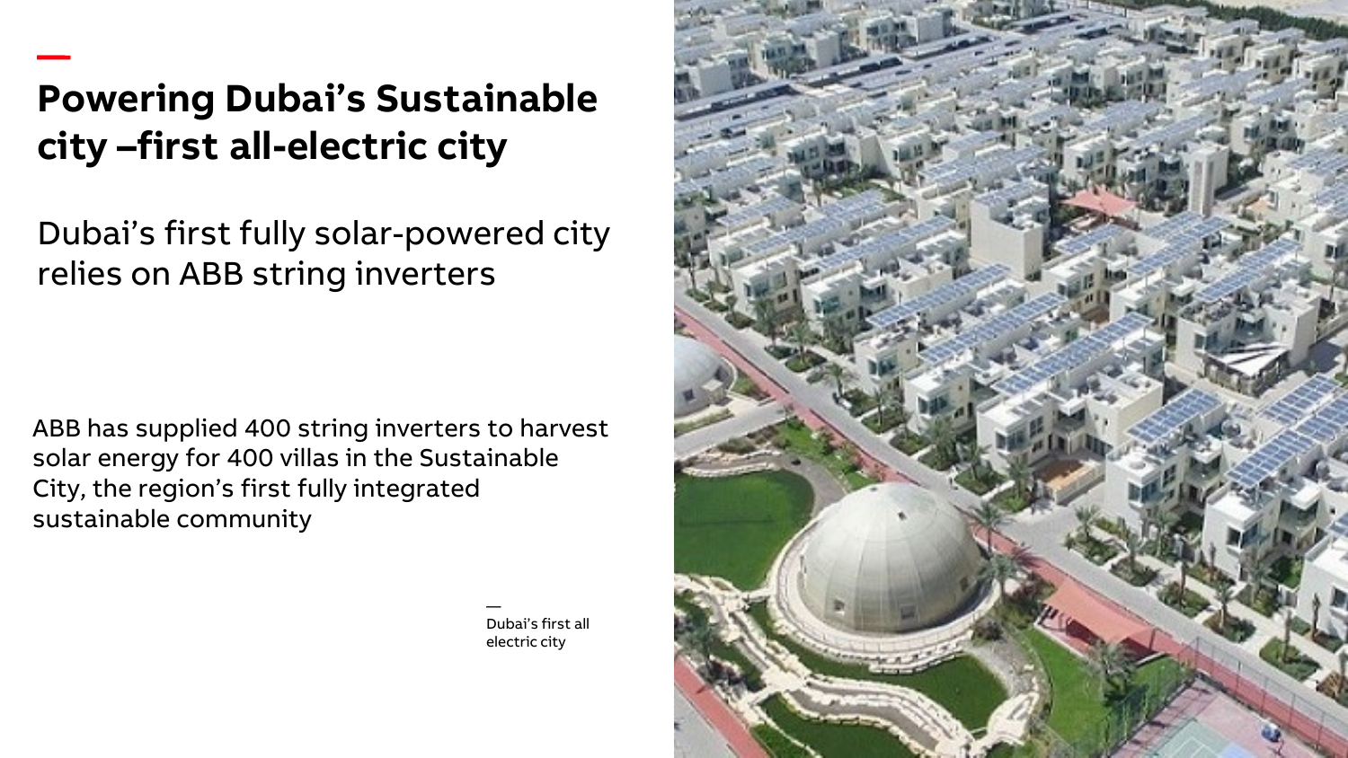# Powering Dubai's Sustainable city –first all-electric city

## Dubai's first fully solar-powered city relies on ABB string inverters

ABB has supplied 400 string inverters to harvest solar energy for 400 villas in the Sustainable City, the region's first fully integrated sustainable community

—
Dubai's first all electric city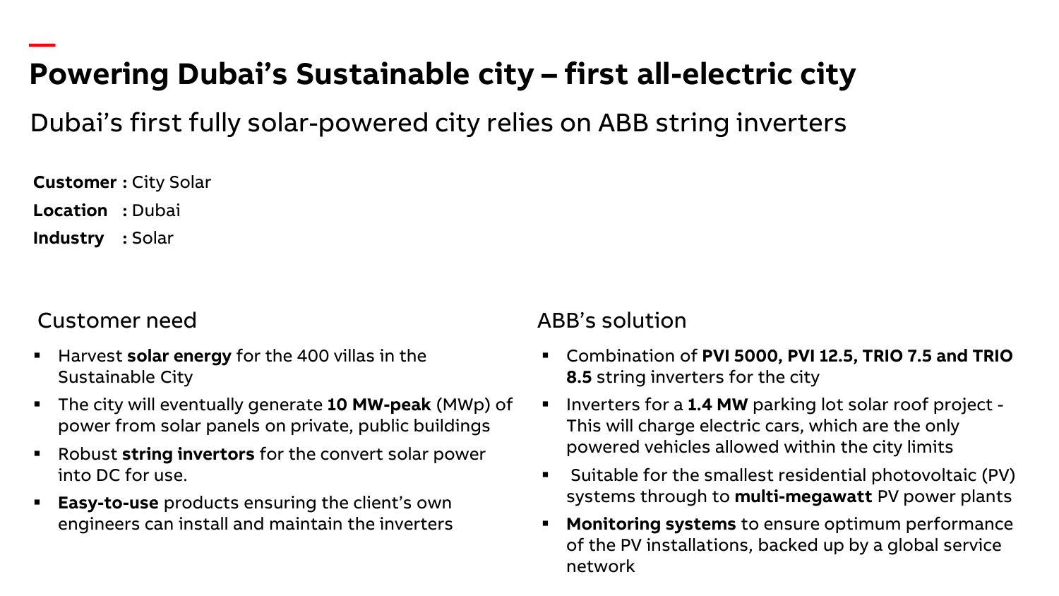# Powering Dubai's Sustainable city – first all-electric city

## Dubai's first fully solar-powered city relies on ABB string inverters

**Customer :** City Solar
**Location :** Dubai
**Industry :** Solar

### Customer need

- Harvest **solar energy** for the 400 villas in the Sustainable City
- The city will eventually generate **10 MW-peak** (MWp) of power from solar panels on private, public buildings
- Robust **string invertors** for the convert solar power into DC for use.
- **Easy-to-use** products ensuring the client's own engineers can install and maintain the inverters

### ABB's solution

- Combination of **PVI 5000, PVI 12.5, TRIO 7.5 and TRIO 8.5** string inverters for the city
- Inverters for a **1.4 MW** parking lot solar roof project - This will charge electric cars, which are the only powered vehicles allowed within the city limits
- Suitable for the smallest residential photovoltaic (PV) systems through to **multi-megawatt** PV power plants
- **Monitoring systems** to ensure optimum performance of the PV installations, backed up by a global service network